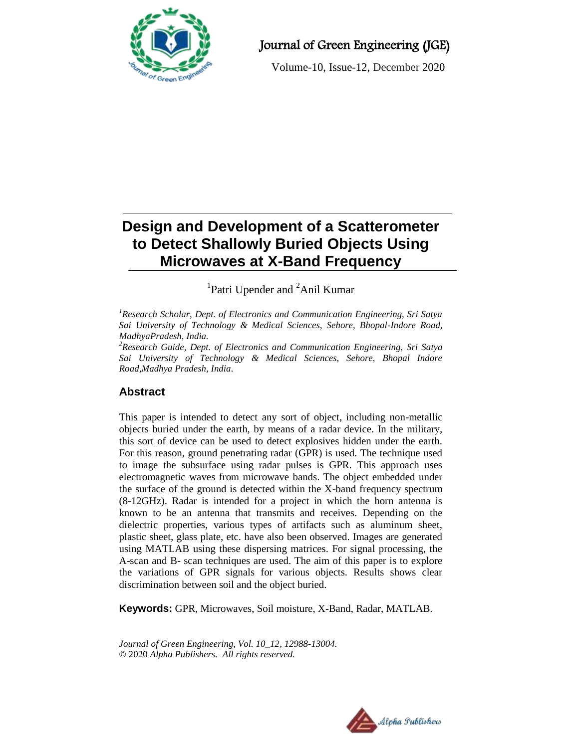# Design and Development of a Scatterometer to Detect Shallowly Buried Objects Using Microwaves at X-Band Frequency

[1]Patri Upender and [2]Anil Kumar

*[1]Research Scholar, Dept. of Electronics and Communication Engineering, Sri Satya Sai University of Technology & Medical Sciences, Sehore, Bhopal-Indore Road, MadhyaPradesh, India.*

*[2]Research Guide, Dept. of Electronics and Communication Engineering, Sri Satya Sai University of Technology & Medical Sciences, Sehore, Bhopal Indore Road,Madhya Pradesh, India.*

## Abstract

This paper is intended to detect any sort of object, including non-metallic objects buried under the earth, by means of a radar device. In the military, this sort of device can be used to detect explosives hidden under the earth. For this reason, ground penetrating radar (GPR) is used. The technique used to image the subsurface using radar pulses is GPR. This approach uses electromagnetic waves from microwave bands. The object embedded under the surface of the ground is detected within the X-band frequency spectrum (8-12GHz). Radar is intended for a project in which the horn antenna is known to be an antenna that transmits and receives. Depending on the dielectric properties, various types of artifacts such as aluminum sheet, plastic sheet, glass plate, etc. have also been observed. Images are generated using MATLAB using these dispersing matrices. For signal processing, the A-scan and B- scan techniques are used. The aim of this paper is to explore the variations of GPR signals for various objects. Results shows clear discrimination between soil and the object buried.

**Keywords:** GPR, Microwaves, Soil moisture, X-Band, Radar, MATLAB.

*Journal of Green Engineering, Vol. 10_12, 12988-13004.*
© 2020 *Alpha Publishers. All rights reserved.*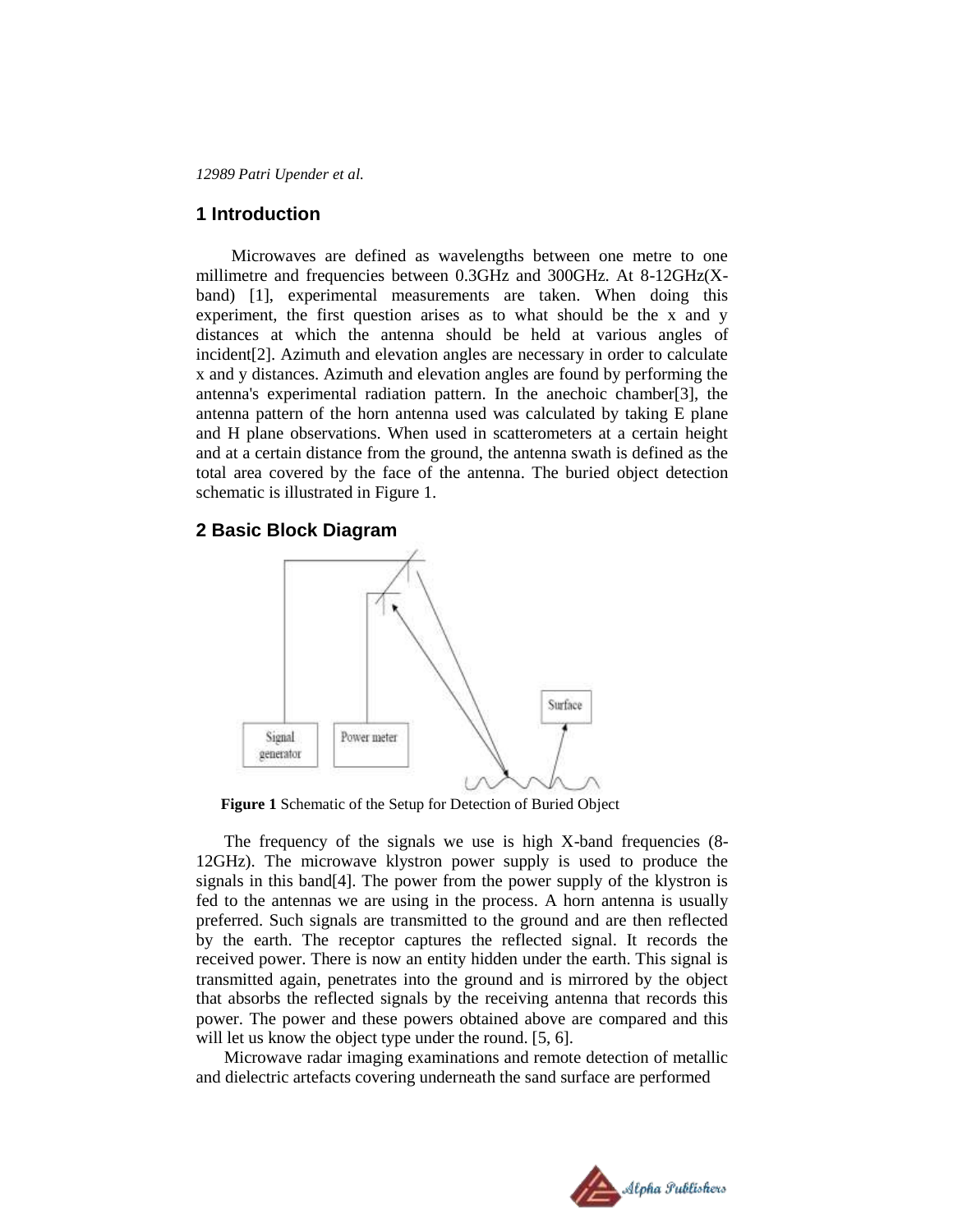## 1 Introduction

Microwaves are defined as wavelengths between one metre to one millimetre and frequencies between 0.3GHz and 300GHz. At 8-12GHz(X-band) [1], experimental measurements are taken. When doing this experiment, the first question arises as to what should be the x and y distances at which the antenna should be held at various angles of incident[2]. Azimuth and elevation angles are necessary in order to calculate x and y distances. Azimuth and elevation angles are found by performing the antenna's experimental radiation pattern. In the anechoic chamber[3], the antenna pattern of the horn antenna used was calculated by taking E plane and H plane observations. When used in scatterometers at a certain height and at a certain distance from the ground, the antenna swath is defined as the total area covered by the face of the antenna. The buried object detection schematic is illustrated in Figure 1.

## 2 Basic Block Diagram

**Figure 1** Schematic of the Setup for Detection of Buried Object

The frequency of the signals we use is high X-band frequencies (8-12GHz). The microwave klystron power supply is used to produce the signals in this band[4]. The power from the power supply of the klystron is fed to the antennas we are using in the process. A horn antenna is usually preferred. Such signals are transmitted to the ground and are then reflected by the earth. The receptor captures the reflected signal. It records the received power. There is now an entity hidden under the earth. This signal is transmitted again, penetrates into the ground and is mirrored by the object that absorbs the reflected signals by the receiving antenna that records this power. The power and these powers obtained above are compared and this will let us know the object type under the round. [5, 6].

Microwave radar imaging examinations and remote detection of metallic and dielectric artefacts covering underneath the sand surface are performed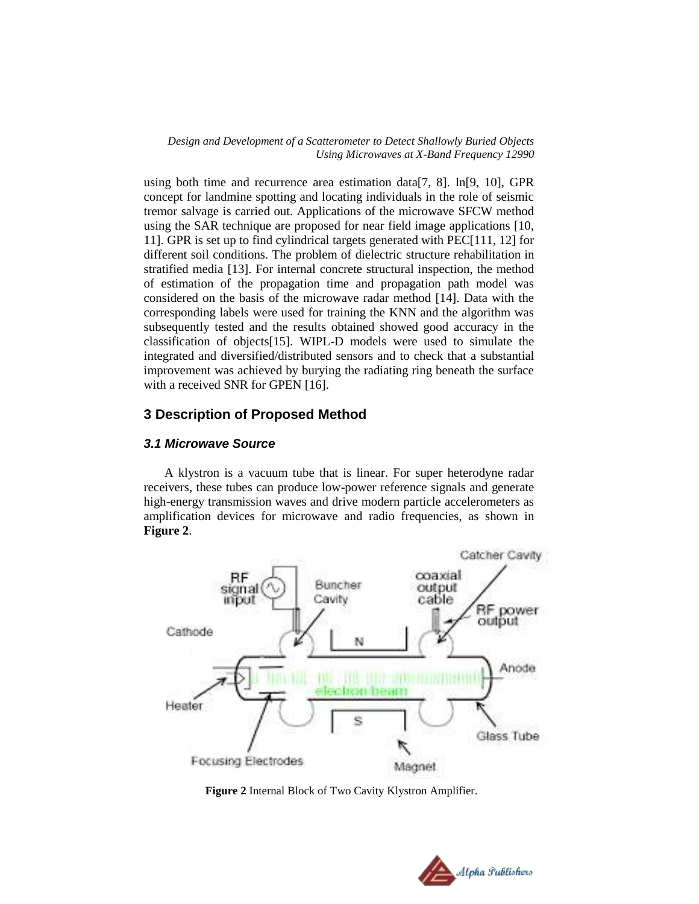using both time and recurrence area estimation data[7, 8]. In[9, 10], GPR concept for landmine spotting and locating individuals in the role of seismic tremor salvage is carried out. Applications of the microwave SFCW method using the SAR technique are proposed for near field image applications [10, 11]. GPR is set up to find cylindrical targets generated with PEC[111, 12] for different soil conditions. The problem of dielectric structure rehabilitation in stratified media [13]. For internal concrete structural inspection, the method of estimation of the propagation time and propagation path model was considered on the basis of the microwave radar method [14]. Data with the corresponding labels were used for training the KNN and the algorithm was subsequently tested and the results obtained showed good accuracy in the classification of objects[15]. WIPL-D models were used to simulate the integrated and diversified/distributed sensors and to check that a substantial improvement was achieved by burying the radiating ring beneath the surface with a received SNR for GPEN [16].

## 3 Description of Proposed Method

### 3.1 Microwave Source

A klystron is a vacuum tube that is linear. For super heterodyne radar receivers, these tubes can produce low-power reference signals and generate high-energy transmission waves and drive modern particle accelerometers as amplification devices for microwave and radio frequencies, as shown in **Figure 2**.

**Figure 2** Internal Block of Two Cavity Klystron Amplifier.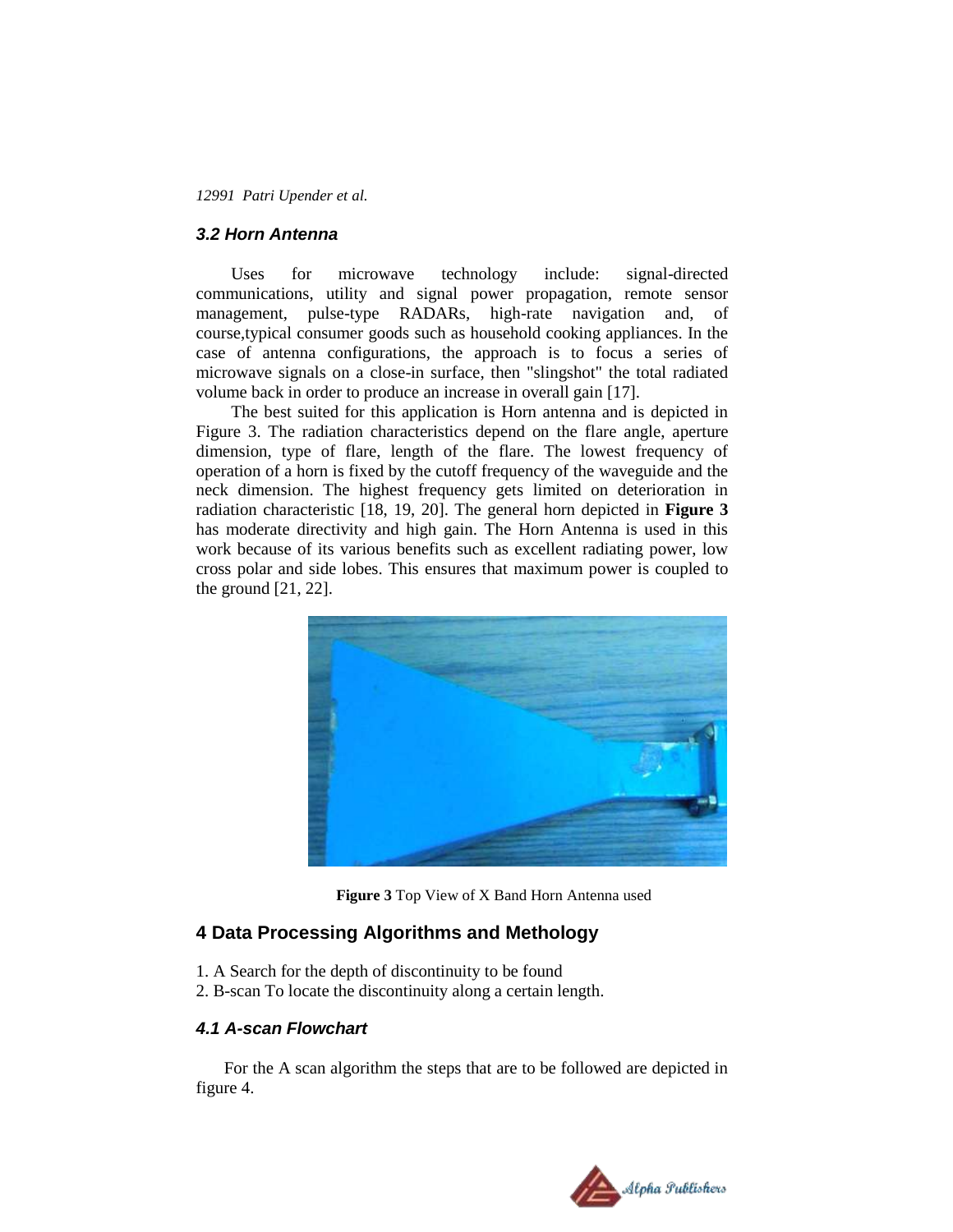### 3.2 Horn Antenna

Uses for microwave technology include: signal-directed communications, utility and signal power propagation, remote sensor management, pulse-type RADARs, high-rate navigation and, of course,typical consumer goods such as household cooking appliances. In the case of antenna configurations, the approach is to focus a series of microwave signals on a close-in surface, then "slingshot" the total radiated volume back in order to produce an increase in overall gain [17].

The best suited for this application is Horn antenna and is depicted in Figure 3. The radiation characteristics depend on the flare angle, aperture dimension, type of flare, length of the flare. The lowest frequency of operation of a horn is fixed by the cutoff frequency of the waveguide and the neck dimension. The highest frequency gets limited on deterioration in radiation characteristic [18, 19, 20]. The general horn depicted in **Figure 3** has moderate directivity and high gain. The Horn Antenna is used in this work because of its various benefits such as excellent radiating power, low cross polar and side lobes. This ensures that maximum power is coupled to the ground [21, 22].

**Figure 3** Top View of X Band Horn Antenna used

## 4 Data Processing Algorithms and Methology

1. A Search for the depth of discontinuity to be found
2. B-scan To locate the discontinuity along a certain length.

### 4.1 A-scan Flowchart

For the A scan algorithm the steps that are to be followed are depicted in figure 4.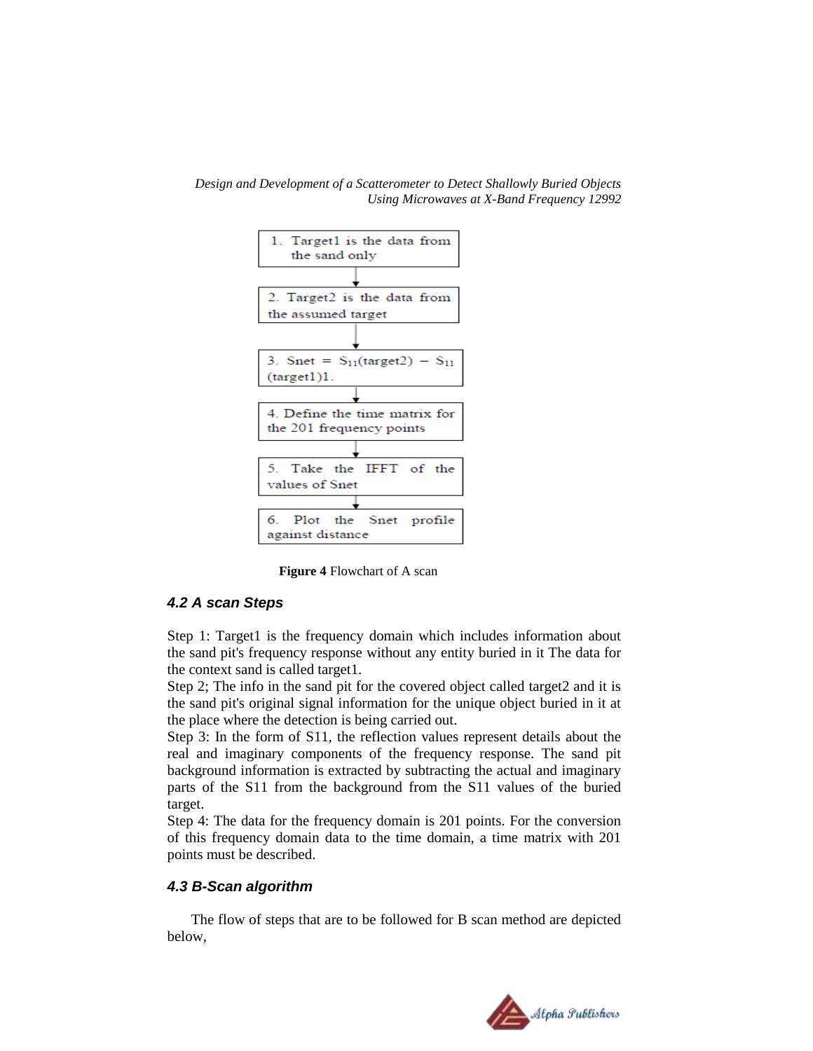1. Target1 is the data from the sand only

↓

2. Target2 is the data from the assumed target

↓

3. Snet = $S_{11}$(target2) − $S_{11}$ (target1)1.

↓

4. Define the time matrix for the 201 frequency points

↓

5. Take the IFFT of the values of Snet

↓

6. Plot the Snet profile against distance

**Figure 4** Flowchart of A scan

### 4.2 A scan Steps

Step 1: Target1 is the frequency domain which includes information about the sand pit's frequency response without any entity buried in it The data for the context sand is called target1.
Step 2; The info in the sand pit for the covered object called target2 and it is the sand pit's original signal information for the unique object buried in it at the place where the detection is being carried out.
Step 3: In the form of S11, the reflection values represent details about the real and imaginary components of the frequency response. The sand pit background information is extracted by subtracting the actual and imaginary parts of the S11 from the background from the S11 values of the buried target.
Step 4: The data for the frequency domain is 201 points. For the conversion of this frequency domain data to the time domain, a time matrix with 201 points must be described.

### 4.3 B-Scan algorithm

The flow of steps that are to be followed for B scan method are depicted below,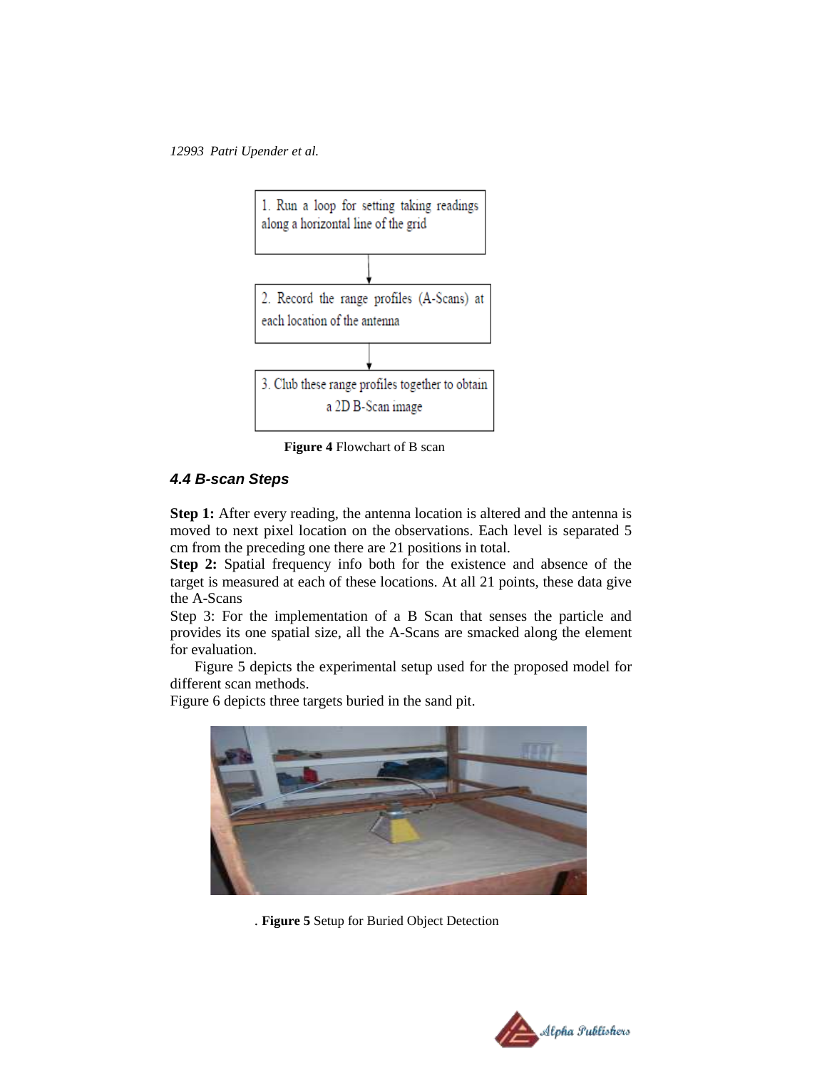1. Run a loop for setting taking readings along a horizontal line of the grid

2. Record the range profiles (A-Scans) at each location of the antenna

3. Club these range profiles together to obtain a 2D B-Scan image

**Figure 4** Flowchart of B scan

### *4.4 B-scan Steps*

**Step 1:** After every reading, the antenna location is altered and the antenna is moved to next pixel location on the observations. Each level is separated 5 cm from the preceding one there are 21 positions in total.
**Step 2:** Spatial frequency info both for the existence and absence of the target is measured at each of these locations. At all 21 points, these data give the A-Scans
Step 3: For the implementation of a B Scan that senses the particle and provides its one spatial size, all the A-Scans are smacked along the element for evaluation.

Figure 5 depicts the experimental setup used for the proposed model for different scan methods.
Figure 6 depicts three targets buried in the sand pit.

. **Figure 5** Setup for Buried Object Detection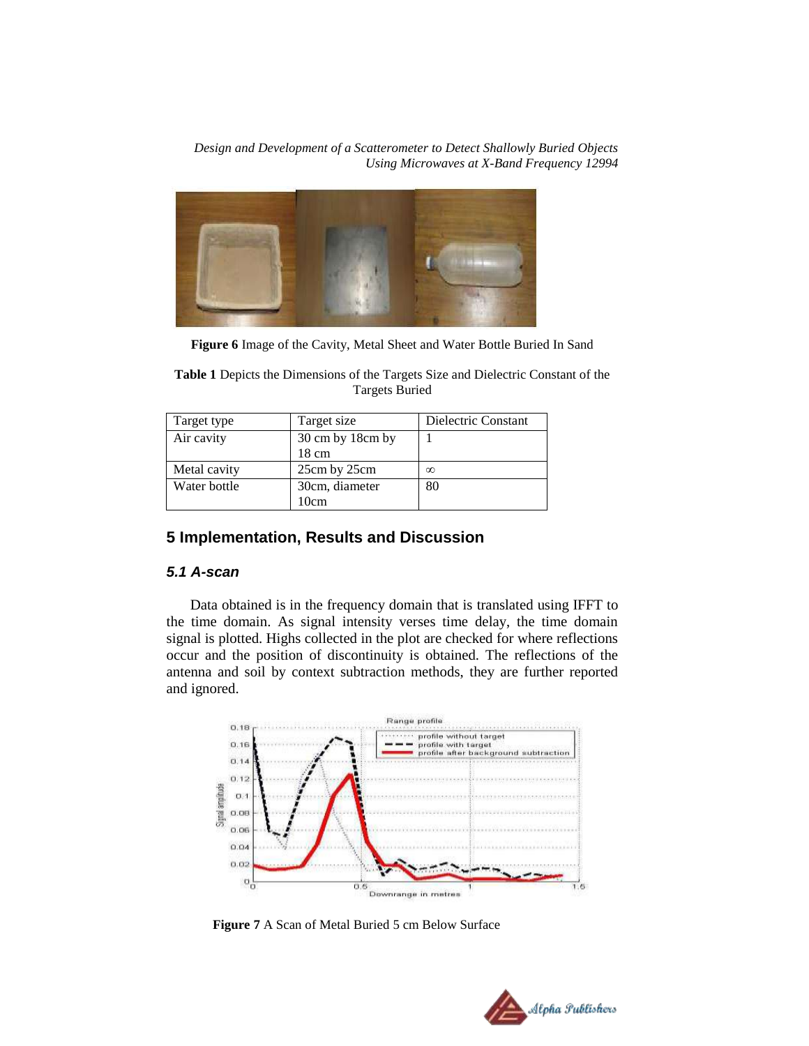Figure 6 Image of the Cavity, Metal Sheet and Water Bottle Buried In Sand

**Table 1** Depicts the Dimensions of the Targets Size and Dielectric Constant of the Targets Buried

| Target type | Target size | Dielectric Constant |
| --- | --- | --- |
| Air cavity | 30 cm by 18cm by 18 cm | 1 |
| Metal cavity | 25cm by 25cm | $\infty$ |
| Water bottle | 30cm, diameter 10cm | 80 |

## 5 Implementation, Results and Discussion

### *5.1 A-scan*

Data obtained is in the frequency domain that is translated using IFFT to the time domain. As signal intensity verses time delay, the time domain signal is plotted. Highs collected in the plot are checked for where reflections occur and the position of discontinuity is obtained. The reflections of the antenna and soil by context subtraction methods, they are further reported and ignored.

**Figure 7** A Scan of Metal Buried 5 cm Below Surface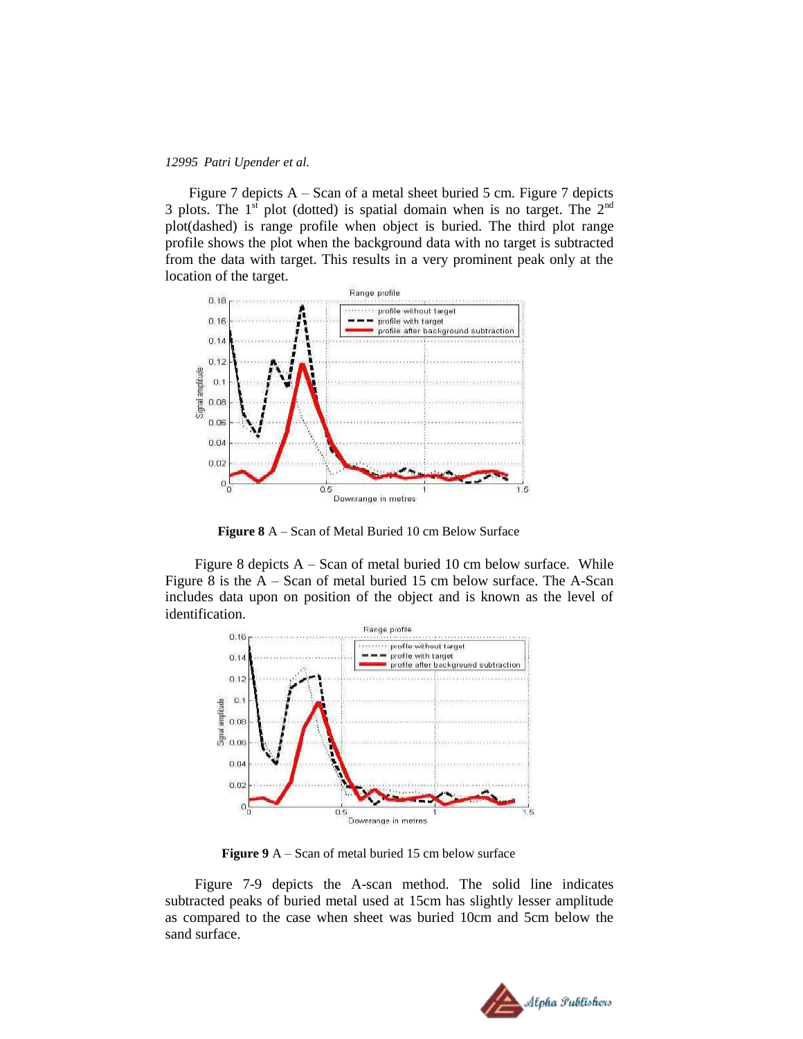Figure 7 depicts A – Scan of a metal sheet buried 5 cm. Figure 7 depicts 3 plots. The 1st plot (dotted) is spatial domain when is no target. The 2nd plot(dashed) is range profile when object is buried. The third plot range profile shows the plot when the background data with no target is subtracted from the data with target. This results in a very prominent peak only at the location of the target.

**Figure 8** A – Scan of Metal Buried 10 cm Below Surface

Figure 8 depicts A – Scan of metal buried 10 cm below surface. While Figure 8 is the A – Scan of metal buried 15 cm below surface. The A-Scan includes data upon on position of the object and is known as the level of identification.

**Figure 9** A – Scan of metal buried 15 cm below surface

Figure 7-9 depicts the A-scan method. The solid line indicates subtracted peaks of buried metal used at 15cm has slightly lesser amplitude as compared to the case when sheet was buried 10cm and 5cm below the sand surface.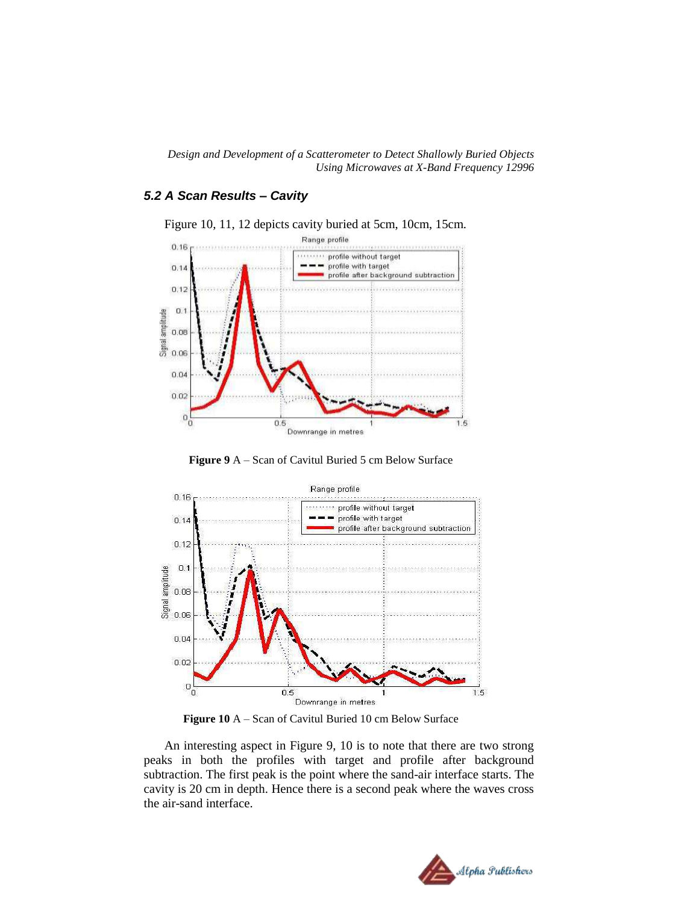### 5.2 A Scan Results – Cavity

Figure 10, 11, 12 depicts cavity buried at 5cm, 10cm, 15cm.

**Figure 9** A – Scan of Cavitul Buried 5 cm Below Surface

**Figure 10** A – Scan of Cavitul Buried 10 cm Below Surface

An interesting aspect in Figure 9, 10 is to note that there are two strong peaks in both the profiles with target and profile after background subtraction. The first peak is the point where the sand-air interface starts. The cavity is 20 cm in depth. Hence there is a second peak where the waves cross the air-sand interface.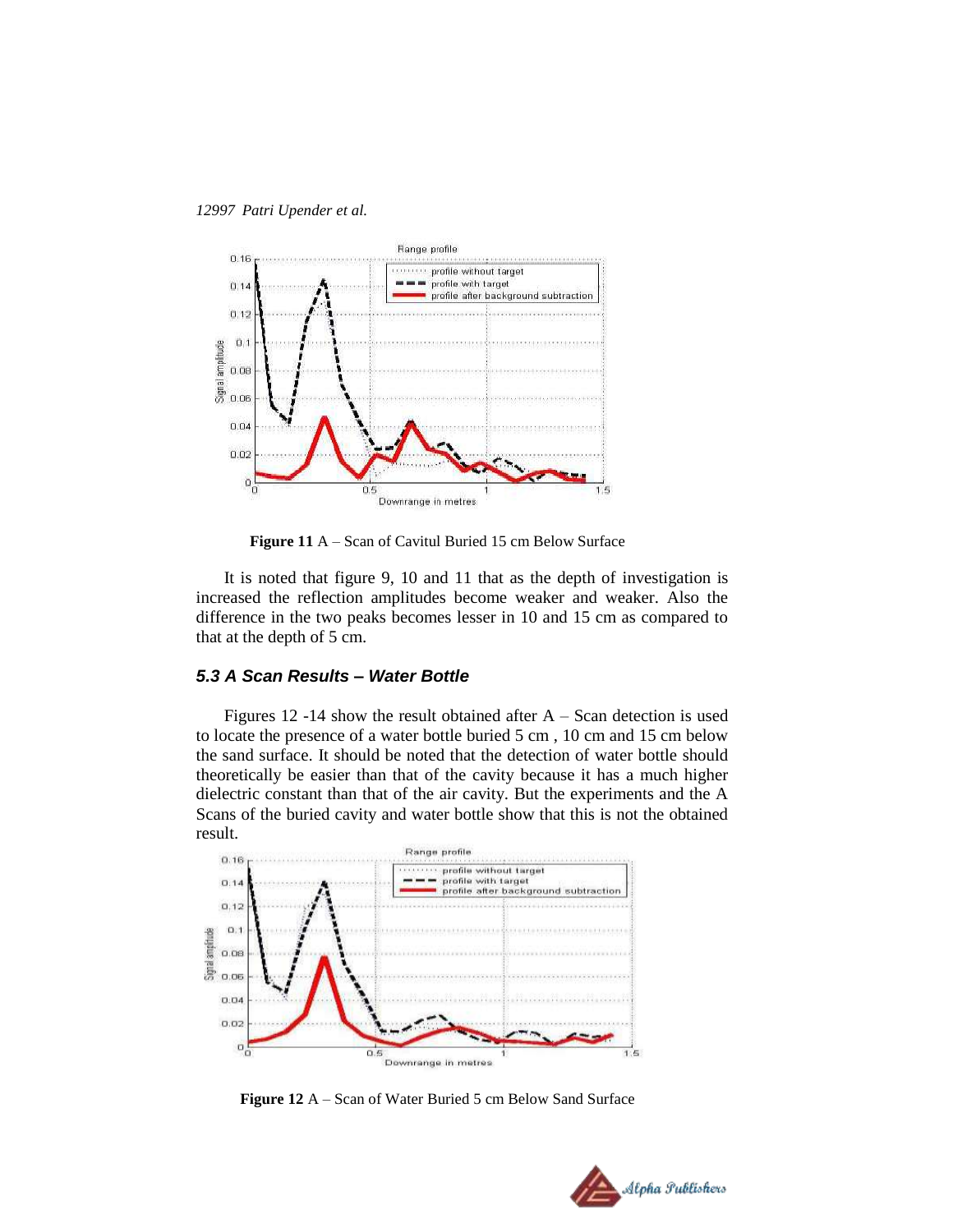**Figure 11** A – Scan of Cavitul Buried 15 cm Below Surface

It is noted that figure 9, 10 and 11 that as the depth of investigation is increased the reflection amplitudes become weaker and weaker. Also the difference in the two peaks becomes lesser in 10 and 15 cm as compared to that at the depth of 5 cm.

### *5.3 A Scan Results – Water Bottle*

Figures 12 -14 show the result obtained after A – Scan detection is used to locate the presence of a water bottle buried 5 cm , 10 cm and 15 cm below the sand surface. It should be noted that the detection of water bottle should theoretically be easier than that of the cavity because it has a much higher dielectric constant than that of the air cavity. But the experiments and the A Scans of the buried cavity and water bottle show that this is not the obtained result.

**Figure 12** A – Scan of Water Buried 5 cm Below Sand Surface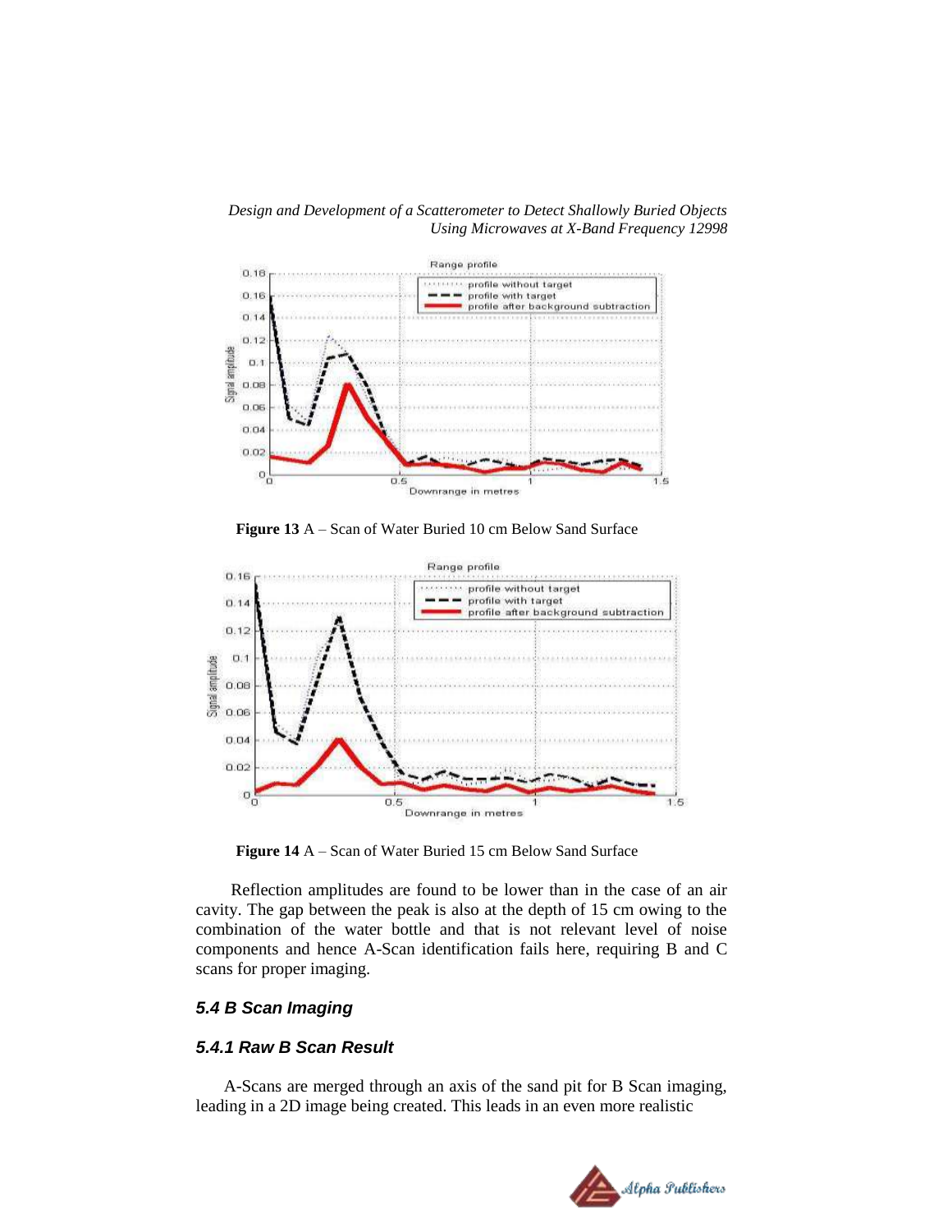**Figure 13** A – Scan of Water Buried 10 cm Below Sand Surface

**Figure 14** A – Scan of Water Buried 15 cm Below Sand Surface

Reflection amplitudes are found to be lower than in the case of an air cavity. The gap between the peak is also at the depth of 15 cm owing to the combination of the water bottle and that is not relevant level of noise components and hence A-Scan identification fails here, requiring B and C scans for proper imaging.

### 5.4 B Scan Imaging

#### 5.4.1 Raw B Scan Result

A-Scans are merged through an axis of the sand pit for B Scan imaging, leading in a 2D image being created. This leads in an even more realistic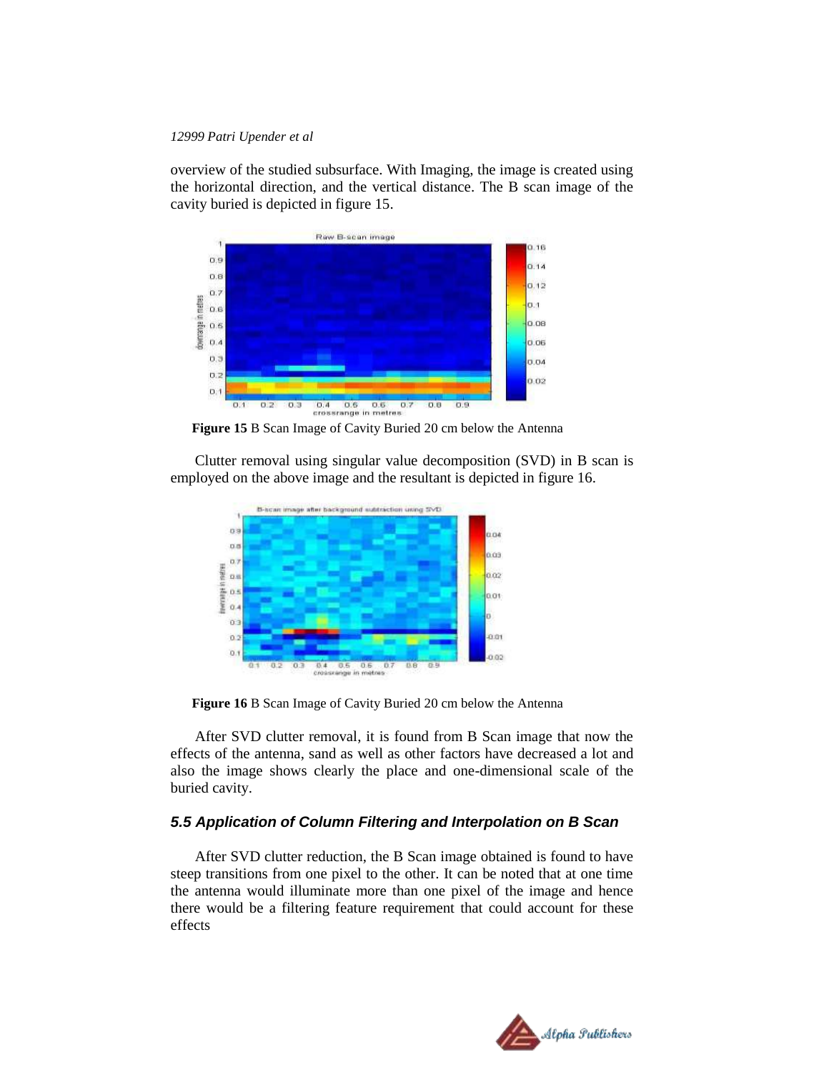overview of the studied subsurface. With Imaging, the image is created using the horizontal direction, and the vertical distance. The B scan image of the cavity buried is depicted in figure 15.

**Figure 15** B Scan Image of Cavity Buried 20 cm below the Antenna

Clutter removal using singular value decomposition (SVD) in B scan is employed on the above image and the resultant is depicted in figure 16.

**Figure 16** B Scan Image of Cavity Buried 20 cm below the Antenna

After SVD clutter removal, it is found from B Scan image that now the effects of the antenna, sand as well as other factors have decreased a lot and also the image shows clearly the place and one-dimensional scale of the buried cavity.

### *5.5 Application of Column Filtering and Interpolation on B Scan*

After SVD clutter reduction, the B Scan image obtained is found to have steep transitions from one pixel to the other. It can be noted that at one time the antenna would illuminate more than one pixel of the image and hence there would be a filtering feature requirement that could account for these effects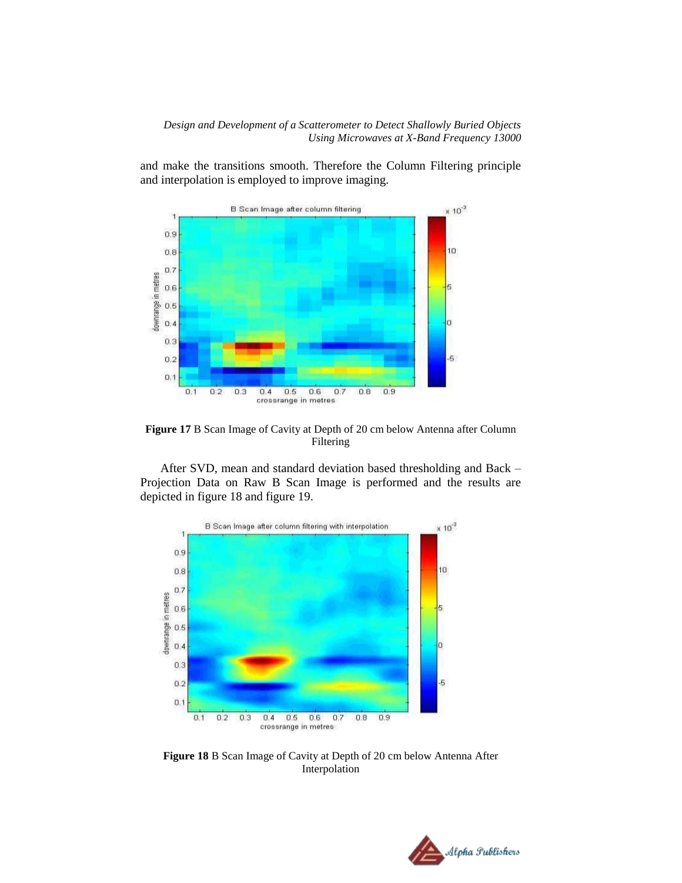and make the transitions smooth. Therefore the Column Filtering principle and interpolation is employed to improve imaging.

**Figure 17** B Scan Image of Cavity at Depth of 20 cm below Antenna after Column Filtering

After SVD, mean and standard deviation based thresholding and Back – Projection Data on Raw B Scan Image is performed and the results are depicted in figure 18 and figure 19.

**Figure 18** B Scan Image of Cavity at Depth of 20 cm below Antenna After Interpolation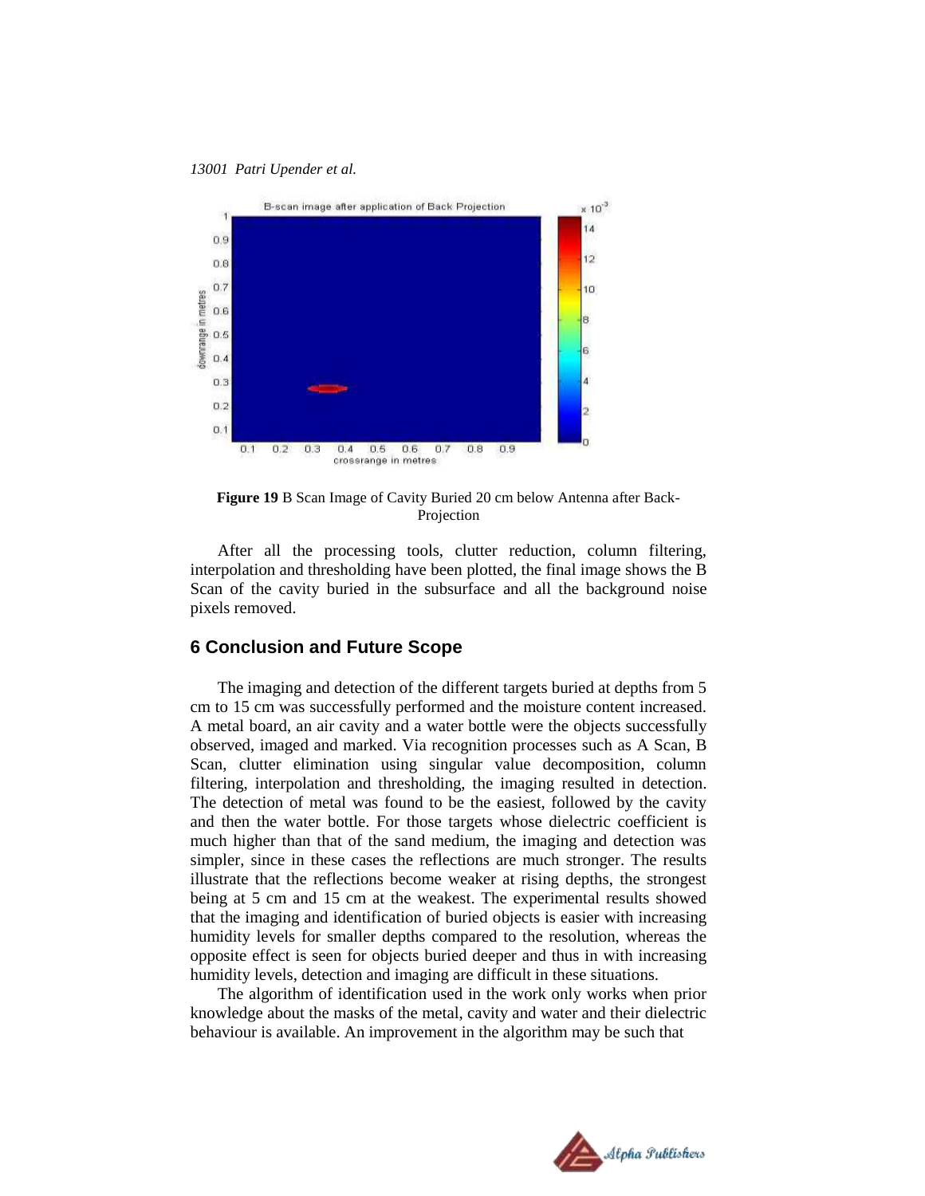**Figure 19** B Scan Image of Cavity Buried 20 cm below Antenna after Back-Projection

After all the processing tools, clutter reduction, column filtering, interpolation and thresholding have been plotted, the final image shows the B Scan of the cavity buried in the subsurface and all the background noise pixels removed.

## 6 Conclusion and Future Scope

The imaging and detection of the different targets buried at depths from 5 cm to 15 cm was successfully performed and the moisture content increased. A metal board, an air cavity and a water bottle were the objects successfully observed, imaged and marked. Via recognition processes such as A Scan, B Scan, clutter elimination using singular value decomposition, column filtering, interpolation and thresholding, the imaging resulted in detection. The detection of metal was found to be the easiest, followed by the cavity and then the water bottle. For those targets whose dielectric coefficient is much higher than that of the sand medium, the imaging and detection was simpler, since in these cases the reflections are much stronger. The results illustrate that the reflections become weaker at rising depths, the strongest being at 5 cm and 15 cm at the weakest. The experimental results showed that the imaging and identification of buried objects is easier with increasing humidity levels for smaller depths compared to the resolution, whereas the opposite effect is seen for objects buried deeper and thus in with increasing humidity levels, detection and imaging are difficult in these situations.

The algorithm of identification used in the work only works when prior knowledge about the masks of the metal, cavity and water and their dielectric behaviour is available. An improvement in the algorithm may be such that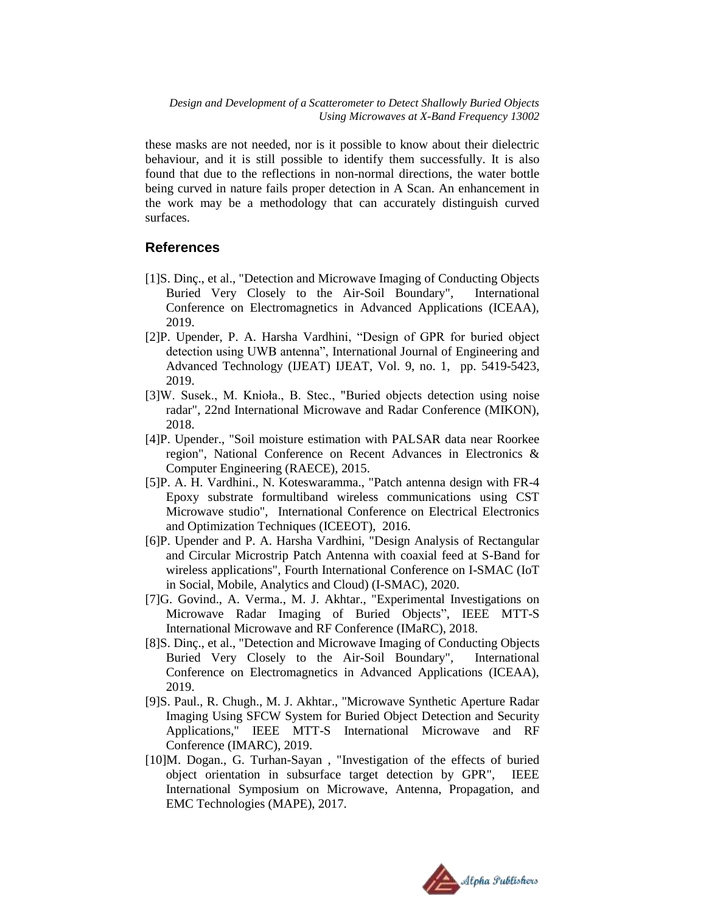these masks are not needed, nor is it possible to know about their dielectric behaviour, and it is still possible to identify them successfully. It is also found that due to the reflections in non-normal directions, the water bottle being curved in nature fails proper detection in A Scan. An enhancement in the work may be a methodology that can accurately distinguish curved surfaces.

## References

[1]S. Dinç., et al., "Detection and Microwave Imaging of Conducting Objects Buried Very Closely to the Air-Soil Boundary", International Conference on Electromagnetics in Advanced Applications (ICEAA), 2019.

[2]P. Upender, P. A. Harsha Vardhini, "Design of GPR for buried object detection using UWB antenna", International Journal of Engineering and Advanced Technology (IJEAT) IJEAT, Vol. 9, no. 1, pp. 5419-5423, 2019.

[3]W. Susek., M. Knioła., B. Stec., "Buried objects detection using noise radar", 22nd International Microwave and Radar Conference (MIKON), 2018.

[4]P. Upender., "Soil moisture estimation with PALSAR data near Roorkee region", National Conference on Recent Advances in Electronics & Computer Engineering (RAECE), 2015.

[5]P. A. H. Vardhini., N. Koteswaramma., "Patch antenna design with FR-4 Epoxy substrate formultiband wireless communications using CST Microwave studio", International Conference on Electrical Electronics and Optimization Techniques (ICEEOT), 2016.

[6]P. Upender and P. A. Harsha Vardhini, "Design Analysis of Rectangular and Circular Microstrip Patch Antenna with coaxial feed at S-Band for wireless applications", Fourth International Conference on I-SMAC (IoT in Social, Mobile, Analytics and Cloud) (I-SMAC), 2020.

[7]G. Govind., A. Verma., M. J. Akhtar., "Experimental Investigations on Microwave Radar Imaging of Buried Objects", IEEE MTT-S International Microwave and RF Conference (IMaRC), 2018.

[8]S. Dinç., et al., "Detection and Microwave Imaging of Conducting Objects Buried Very Closely to the Air-Soil Boundary", International Conference on Electromagnetics in Advanced Applications (ICEAA), 2019.

[9]S. Paul., R. Chugh., M. J. Akhtar., "Microwave Synthetic Aperture Radar Imaging Using SFCW System for Buried Object Detection and Security Applications," IEEE MTT-S International Microwave and RF Conference (IMARC), 2019.

[10]M. Dogan., G. Turhan-Sayan , "Investigation of the effects of buried object orientation in subsurface target detection by GPR", IEEE International Symposium on Microwave, Antenna, Propagation, and EMC Technologies (MAPE), 2017.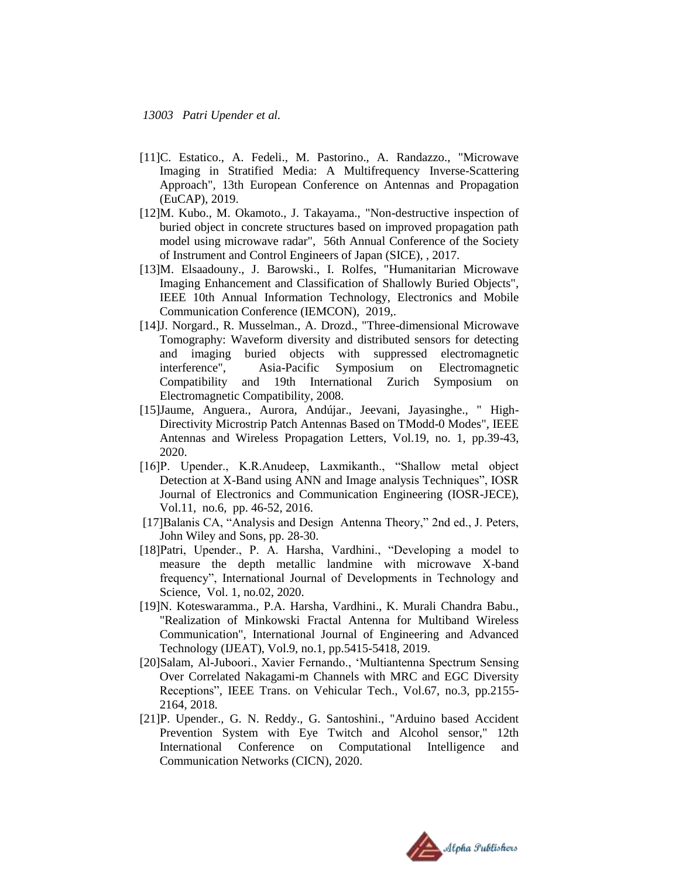[11]C. Estatico., A. Fedeli., M. Pastorino., A. Randazzo., "Microwave Imaging in Stratified Media: A Multifrequency Inverse-Scattering Approach", 13th European Conference on Antennas and Propagation (EuCAP), 2019.

[12]M. Kubo., M. Okamoto., J. Takayama., "Non-destructive inspection of buried object in concrete structures based on improved propagation path model using microwave radar", 56th Annual Conference of the Society of Instrument and Control Engineers of Japan (SICE), , 2017.

[13]M. Elsaadouny., J. Barowski., I. Rolfes, "Humanitarian Microwave Imaging Enhancement and Classification of Shallowly Buried Objects", IEEE 10th Annual Information Technology, Electronics and Mobile Communication Conference (IEMCON), 2019,.

[14]J. Norgard., R. Musselman., A. Drozd., "Three-dimensional Microwave Tomography: Waveform diversity and distributed sensors for detecting and imaging buried objects with suppressed electromagnetic interference", Asia-Pacific Symposium on Electromagnetic Compatibility and 19th International Zurich Symposium on Electromagnetic Compatibility, 2008.

[15]Jaume, Anguera., Aurora, Andújar., Jeevani, Jayasinghe., " High-Directivity Microstrip Patch Antennas Based on TModd-0 Modes", IEEE Antennas and Wireless Propagation Letters, Vol.19, no. 1, pp.39-43, 2020.

[16]P. Upender., K.R.Anudeep, Laxmikanth., "Shallow metal object Detection at X-Band using ANN and Image analysis Techniques", IOSR Journal of Electronics and Communication Engineering (IOSR-JECE), Vol.11, no.6, pp. 46-52, 2016.

[17]Balanis CA, "Analysis and Design Antenna Theory," 2nd ed., J. Peters, John Wiley and Sons, pp. 28-30.

[18]Patri, Upender., P. A. Harsha, Vardhini., "Developing a model to measure the depth metallic landmine with microwave X-band frequency", International Journal of Developments in Technology and Science, Vol. 1, no.02, 2020.

[19]N. Koteswaramma., P.A. Harsha, Vardhini., K. Murali Chandra Babu., "Realization of Minkowski Fractal Antenna for Multiband Wireless Communication", International Journal of Engineering and Advanced Technology (IJEAT), Vol.9, no.1, pp.5415-5418, 2019.

[20]Salam, Al-Juboori., Xavier Fernando., 'Multiantenna Spectrum Sensing Over Correlated Nakagami-m Channels with MRC and EGC Diversity Receptions", IEEE Trans. on Vehicular Tech., Vol.67, no.3, pp.2155-2164, 2018.

[21]P. Upender., G. N. Reddy., G. Santoshini., "Arduino based Accident Prevention System with Eye Twitch and Alcohol sensor," 12th International Conference on Computational Intelligence and Communication Networks (CICN), 2020.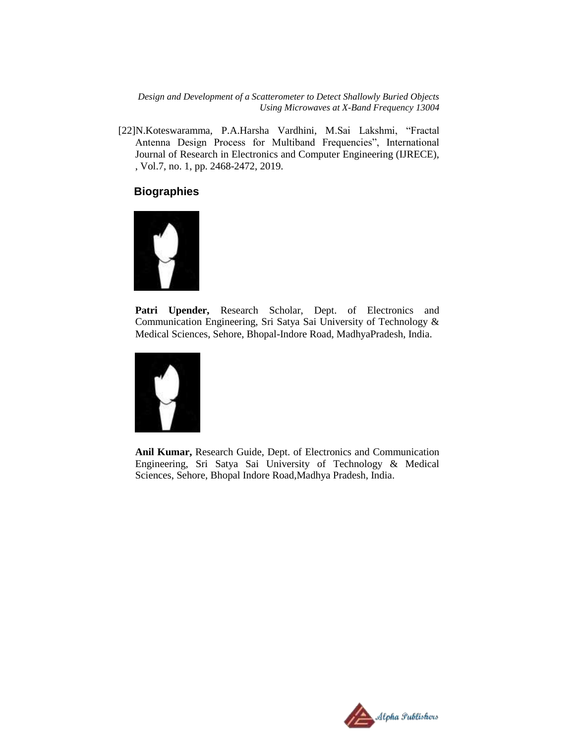[22]N.Koteswaramma, P.A.Harsha Vardhini, M.Sai Lakshmi, "Fractal Antenna Design Process for Multiband Frequencies", International Journal of Research in Electronics and Computer Engineering (IJRECE), , Vol.7, no. 1, pp. 2468-2472, 2019.

## Biographies

**Patri Upender,** Research Scholar, Dept. of Electronics and Communication Engineering, Sri Satya Sai University of Technology & Medical Sciences, Sehore, Bhopal-Indore Road, MadhyaPradesh, India.

**Anil Kumar,** Research Guide, Dept. of Electronics and Communication Engineering, Sri Satya Sai University of Technology & Medical Sciences, Sehore, Bhopal Indore Road,Madhya Pradesh, India.